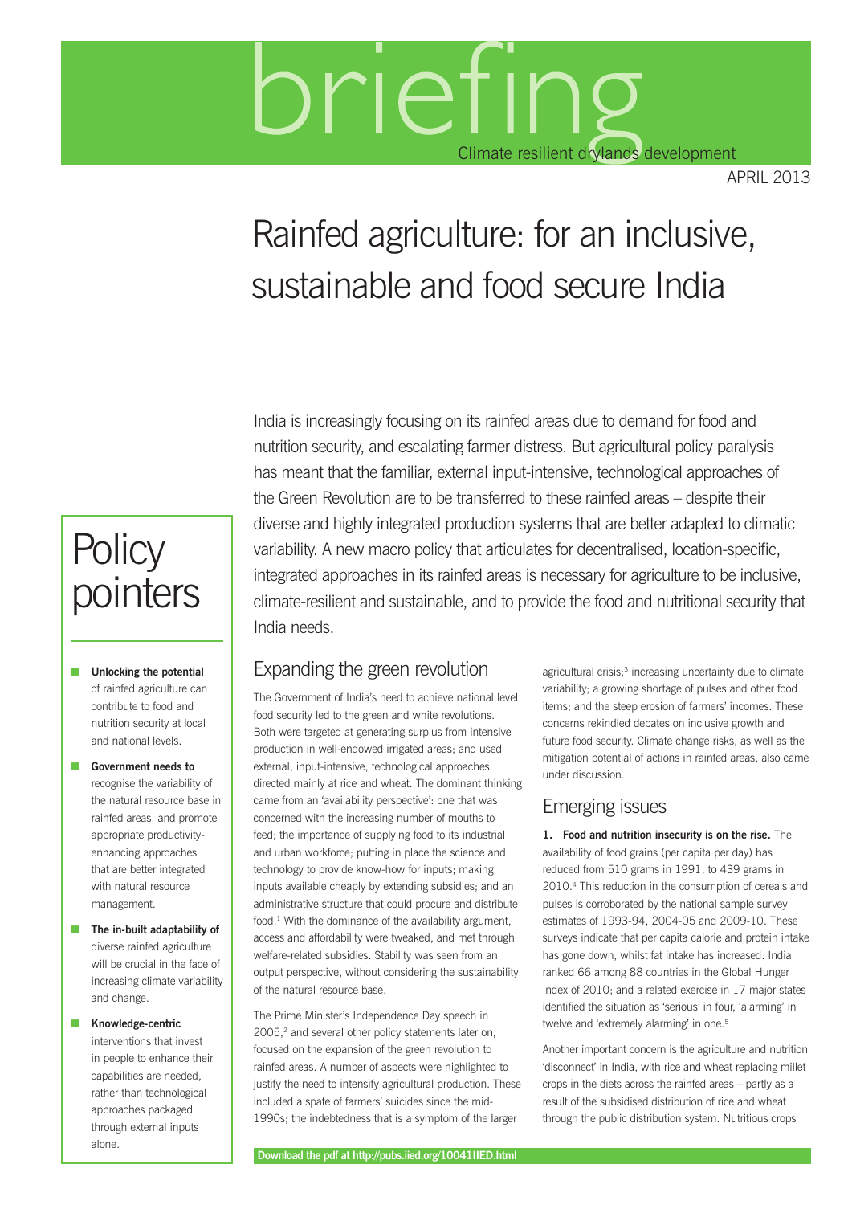# briefing

Climate resilient drylands development

APRIL 2013

# Rainfed agriculture: for an inclusive, sustainable and food secure India

India is increasingly focusing on its rainfed areas due to demand for food and nutrition security, and escalating farmer distress. But agricultural policy paralysis has meant that the familiar, external input-intensive, technological approaches of the Green Revolution are to be transferred to these rainfed areas – despite their diverse and highly integrated production systems that are better adapted to climatic variability. A new macro policy that articulates for decentralised, location-specific, integrated approaches in its rainfed areas is necessary for agriculture to be inclusive, climate-resilient and sustainable, and to provide the food and nutritional security that India needs.

## Policy pointers

- **Unlocking the potential** of rainfed agriculture can contribute to food and nutrition security at local and national levels.
- **Government needs to** recognise the variability of the natural resource base in rainfed areas, and promote appropriate productivity-enhancing approaches that are better integrated with natural resource management.
- **The in-built adaptability of** diverse rainfed agriculture will be crucial in the face of increasing climate variability and change.
- **Knowledge-centric** interventions that invest in people to enhance their capabilities are needed, rather than technological approaches packaged through external inputs alone.

## Expanding the green revolution

The Government of India's need to achieve national level food security led to the green and white revolutions. Both were targeted at generating surplus from intensive production in well-endowed irrigated areas; and used external, input-intensive, technological approaches directed mainly at rice and wheat. The dominant thinking came from an 'availability perspective': one that was concerned with the increasing number of mouths to feed; the importance of supplying food to its industrial and urban workforce; putting in place the science and technology to provide know-how for inputs; making inputs available cheaply by extending subsidies; and an administrative structure that could procure and distribute food.[1] With the dominance of the availability argument, access and affordability were tweaked, and met through welfare-related subsidies. Stability was seen from an output perspective, without considering the sustainability of the natural resource base.

The Prime Minister's Independence Day speech in 2005,[2] and several other policy statements later on, focused on the expansion of the green revolution to rainfed areas. A number of aspects were highlighted to justify the need to intensify agricultural production. These included a spate of farmers' suicides since the mid-1990s; the indebtedness that is a symptom of the larger agricultural crisis;[3] increasing uncertainty due to climate variability; a growing shortage of pulses and other food items; and the steep erosion of farmers' incomes. These concerns rekindled debates on inclusive growth and future food security. Climate change risks, as well as the mitigation potential of actions in rainfed areas, also came under discussion.

## Emerging issues

**1. Food and nutrition insecurity is on the rise.** The availability of food grains (per capita per day) has reduced from 510 grams in 1991, to 439 grams in 2010.[4] This reduction in the consumption of cereals and pulses is corroborated by the national sample survey estimates of 1993-94, 2004-05 and 2009-10. These surveys indicate that per capita calorie and protein intake has gone down, whilst fat intake has increased. India ranked 66 among 88 countries in the Global Hunger Index of 2010; and a related exercise in 17 major states identified the situation as 'serious' in four, 'alarming' in twelve and 'extremely alarming' in one.[5]

Another important concern is the agriculture and nutrition 'disconnect' in India, with rice and wheat replacing millet crops in the diets across the rainfed areas – partly as a result of the subsidised distribution of rice and wheat through the public distribution system. Nutritious crops

Download the pdf at http://pubs.iied.org/10041IIED.html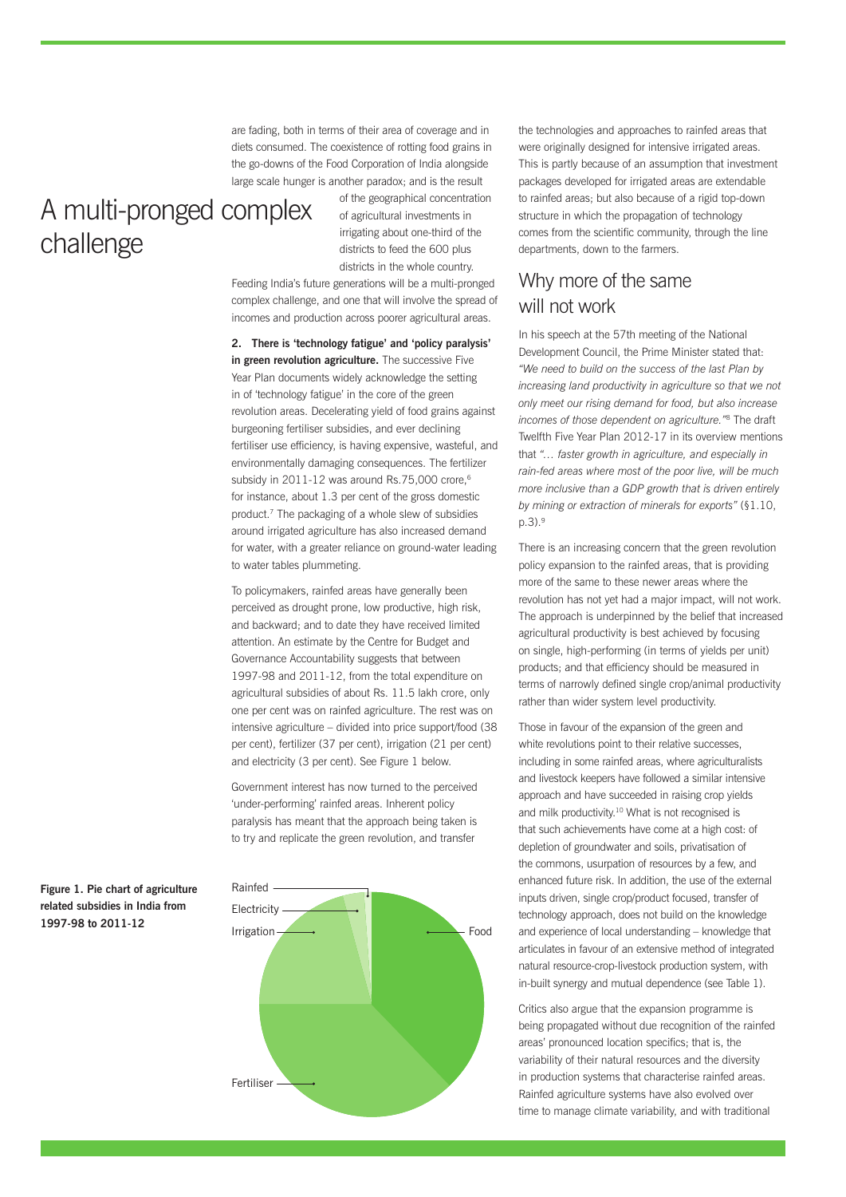are fading, both in terms of their area of coverage and in diets consumed. The coexistence of rotting food grains in the go-downs of the Food Corporation of India alongside large scale hunger is another paradox; and is the result of the geographical concentration of agricultural investments in irrigating about one-third of the districts to feed the 600 plus districts in the whole country.

# A multi-pronged complex challenge

Feeding India's future generations will be a multi-pronged complex challenge, and one that will involve the spread of incomes and production across poorer agricultural areas.

**2. There is 'technology fatigue' and 'policy paralysis' in green revolution agriculture.** The successive Five Year Plan documents widely acknowledge the setting in of 'technology fatigue' in the core of the green revolution areas. Decelerating yield of food grains against burgeoning fertiliser subsidies, and ever declining fertiliser use efficiency, is having expensive, wasteful, and environmentally damaging consequences. The fertilizer subsidy in 2011-12 was around Rs.75,000 crore,[6] for instance, about 1.3 per cent of the gross domestic product.[7] The packaging of a whole slew of subsidies around irrigated agriculture has also increased demand for water, with a greater reliance on ground-water leading to water tables plummeting.

To policymakers, rainfed areas have generally been perceived as drought prone, low productive, high risk, and backward; and to date they have received limited attention. An estimate by the Centre for Budget and Governance Accountability suggests that between 1997-98 and 2011-12, from the total expenditure on agricultural subsidies of about Rs. 11.5 lakh crore, only one per cent was on rainfed agriculture. The rest was on intensive agriculture – divided into price support/food (38 per cent), fertilizer (37 per cent), irrigation (21 per cent) and electricity (3 per cent). See Figure 1 below.

Government interest has now turned to the perceived 'under-performing' rainfed areas. Inherent policy paralysis has meant that the approach being taken is to try and replicate the green revolution, and transfer the technologies and approaches to rainfed areas that were originally designed for intensive irrigated areas. This is partly because of an assumption that investment packages developed for irrigated areas are extendable to rainfed areas; but also because of a rigid top-down structure in which the propagation of technology comes from the scientific community, through the line departments, down to the farmers.

**Figure 1. Pie chart of agriculture related subsidies in India from 1997-98 to 2011-12**

## Why more of the same will not work

In his speech at the 57th meeting of the National Development Council, the Prime Minister stated that: *"We need to build on the success of the last Plan by increasing land productivity in agriculture so that we not only meet our rising demand for food, but also increase incomes of those dependent on agriculture."*[8] The draft Twelfth Five Year Plan 2012-17 in its overview mentions that *"… faster growth in agriculture, and especially in rain-fed areas where most of the poor live, will be much more inclusive than a GDP growth that is driven entirely by mining or extraction of minerals for exports"* (§1.10, p.3).[9]

There is an increasing concern that the green revolution policy expansion to the rainfed areas, that is providing more of the same to these newer areas where the revolution has not yet had a major impact, will not work. The approach is underpinned by the belief that increased agricultural productivity is best achieved by focusing on single, high-performing (in terms of yields per unit) products; and that efficiency should be measured in terms of narrowly defined single crop/animal productivity rather than wider system level productivity.

Those in favour of the expansion of the green and white revolutions point to their relative successes, including in some rainfed areas, where agriculturalists and livestock keepers have followed a similar intensive approach and have succeeded in raising crop yields and milk productivity.[10] What is not recognised is that such achievements have come at a high cost: of depletion of groundwater and soils, privatisation of the commons, usurpation of resources by a few, and enhanced future risk. In addition, the use of the external inputs driven, single crop/product focused, transfer of technology approach, does not build on the knowledge and experience of local understanding – knowledge that articulates in favour of an extensive method of integrated natural resource-crop-livestock production system, with in-built synergy and mutual dependence (see Table 1).

Critics also argue that the expansion programme is being propagated without due recognition of the rainfed areas' pronounced location specifics; that is, the variability of their natural resources and the diversity in production systems that characterise rainfed areas. Rainfed agriculture systems have also evolved over time to manage climate variability, and with traditional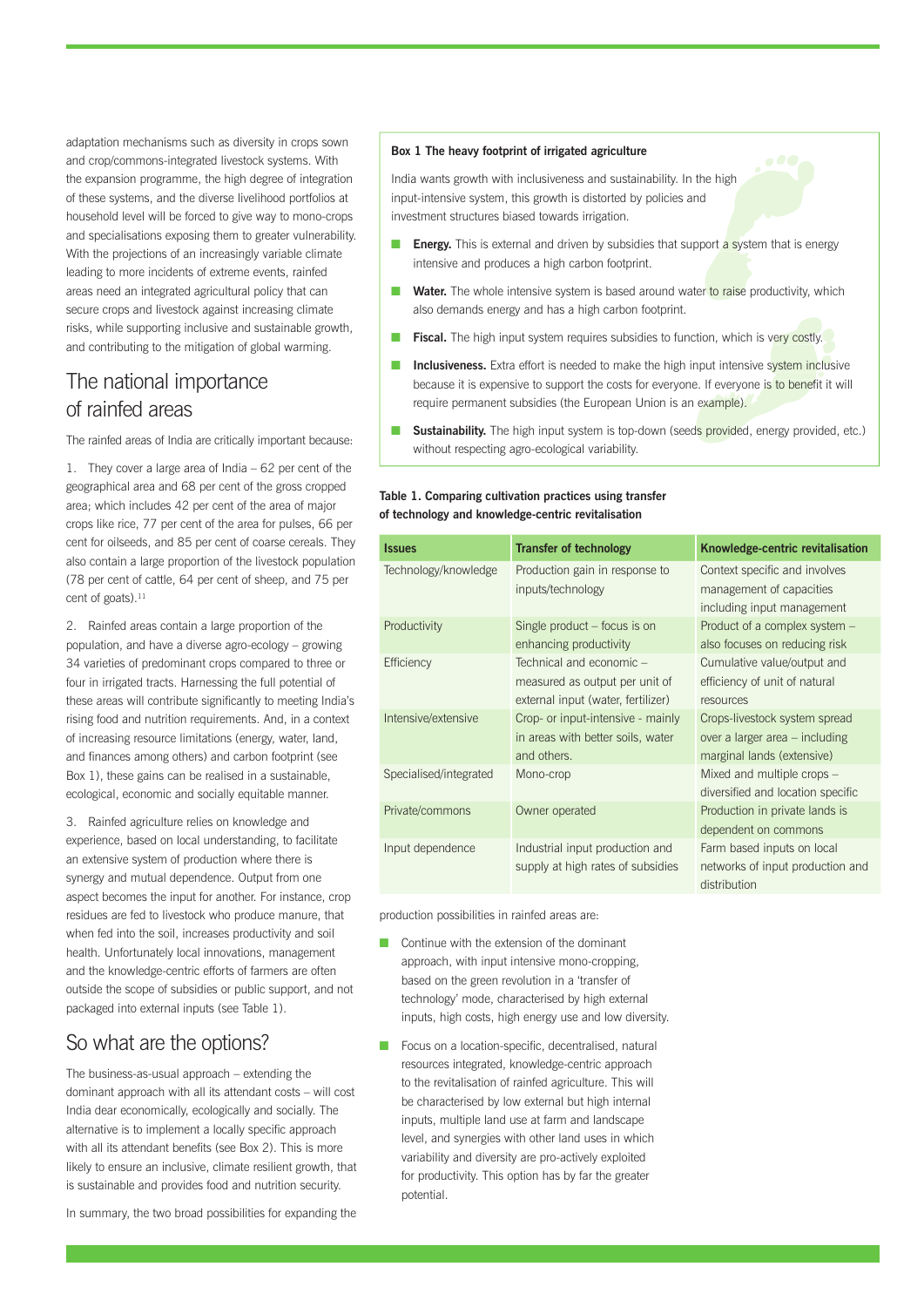adaptation mechanisms such as diversity in crops sown and crop/commons-integrated livestock systems. With the expansion programme, the high degree of integration of these systems, and the diverse livelihood portfolios at household level will be forced to give way to mono-crops and specialisations exposing them to greater vulnerability. With the projections of an increasingly variable climate leading to more incidents of extreme events, rainfed areas need an integrated agricultural policy that can secure crops and livestock against increasing climate risks, while supporting inclusive and sustainable growth, and contributing to the mitigation of global warming.

## The national importance of rainfed areas

The rainfed areas of India are critically important because:

1. They cover a large area of India – 62 per cent of the geographical area and 68 per cent of the gross cropped area; which includes 42 per cent of the area of major crops like rice, 77 per cent of the area for pulses, 66 per cent for oilseeds, and 85 per cent of coarse cereals. They also contain a large proportion of the livestock population (78 per cent of cattle, 64 per cent of sheep, and 75 per cent of goats).[11]

2. Rainfed areas contain a large proportion of the population, and have a diverse agro-ecology – growing 34 varieties of predominant crops compared to three or four in irrigated tracts. Harnessing the full potential of these areas will contribute significantly to meeting India's rising food and nutrition requirements. And, in a context of increasing resource limitations (energy, water, land, and finances among others) and carbon footprint (see Box 1), these gains can be realised in a sustainable, ecological, economic and socially equitable manner.

3. Rainfed agriculture relies on knowledge and experience, based on local understanding, to facilitate an extensive system of production where there is synergy and mutual dependence. Output from one aspect becomes the input for another. For instance, crop residues are fed to livestock who produce manure, that when fed into the soil, increases productivity and soil health. Unfortunately local innovations, management and the knowledge-centric efforts of farmers are often outside the scope of subsidies or public support, and not packaged into external inputs (see Table 1).

## So what are the options?

The business-as-usual approach – extending the dominant approach with all its attendant costs – will cost India dear economically, ecologically and socially. The alternative is to implement a locally specific approach with all its attendant benefits (see Box 2). This is more likely to ensure an inclusive, climate resilient growth, that is sustainable and provides food and nutrition security.

In summary, the two broad possibilities for expanding the production possibilities in rainfed areas are:

- Continue with the extension of the dominant approach, with input intensive mono-cropping, based on the green revolution in a 'transfer of technology' mode, characterised by high external inputs, high costs, high energy use and low diversity.
- Focus on a location-specific, decentralised, natural resources integrated, knowledge-centric approach to the revitalisation of rainfed agriculture. This will be characterised by low external but high internal inputs, multiple land use at farm and landscape level, and synergies with other land uses in which variability and diversity are pro-actively exploited for productivity. This option has by far the greater potential.

**Box 1 The heavy footprint of irrigated agriculture**

India wants growth with inclusiveness and sustainability. In the high input-intensive system, this growth is distorted by policies and investment structures biased towards irrigation.

- **Energy.** This is external and driven by subsidies that support a system that is energy intensive and produces a high carbon footprint.
- **Water.** The whole intensive system is based around water to raise productivity, which also demands energy and has a high carbon footprint.
- **Fiscal.** The high input system requires subsidies to function, which is very costly.
- **Inclusiveness.** Extra effort is needed to make the high input intensive system inclusive because it is expensive to support the costs for everyone. If everyone is to benefit it will require permanent subsidies (the European Union is an example).
- **Sustainability.** The high input system is top-down (seeds provided, energy provided, etc.) without respecting agro-ecological variability.

**Table 1. Comparing cultivation practices using transfer of technology and knowledge-centric revitalisation**

| Issues | Transfer of technology | Knowledge-centric revitalisation |
|---|---|---|
| Technology/knowledge | Production gain in response to inputs/technology | Context specific and involves management of capacities including input management |
| Productivity | Single product – focus is on enhancing productivity | Product of a complex system – also focuses on reducing risk |
| Efficiency | Technical and economic – measured as output per unit of external input (water, fertilizer) | Cumulative value/output and efficiency of unit of natural resources |
| Intensive/extensive | Crop- or input-intensive - mainly in areas with better soils, water and others. | Crops-livestock system spread over a larger area – including marginal lands (extensive) |
| Specialised/integrated | Mono-crop | Mixed and multiple crops – diversified and location specific |
| Private/commons | Owner operated | Production in private lands is dependent on commons |
| Input dependence | Industrial input production and supply at high rates of subsidies | Farm based inputs on local networks of input production and distribution |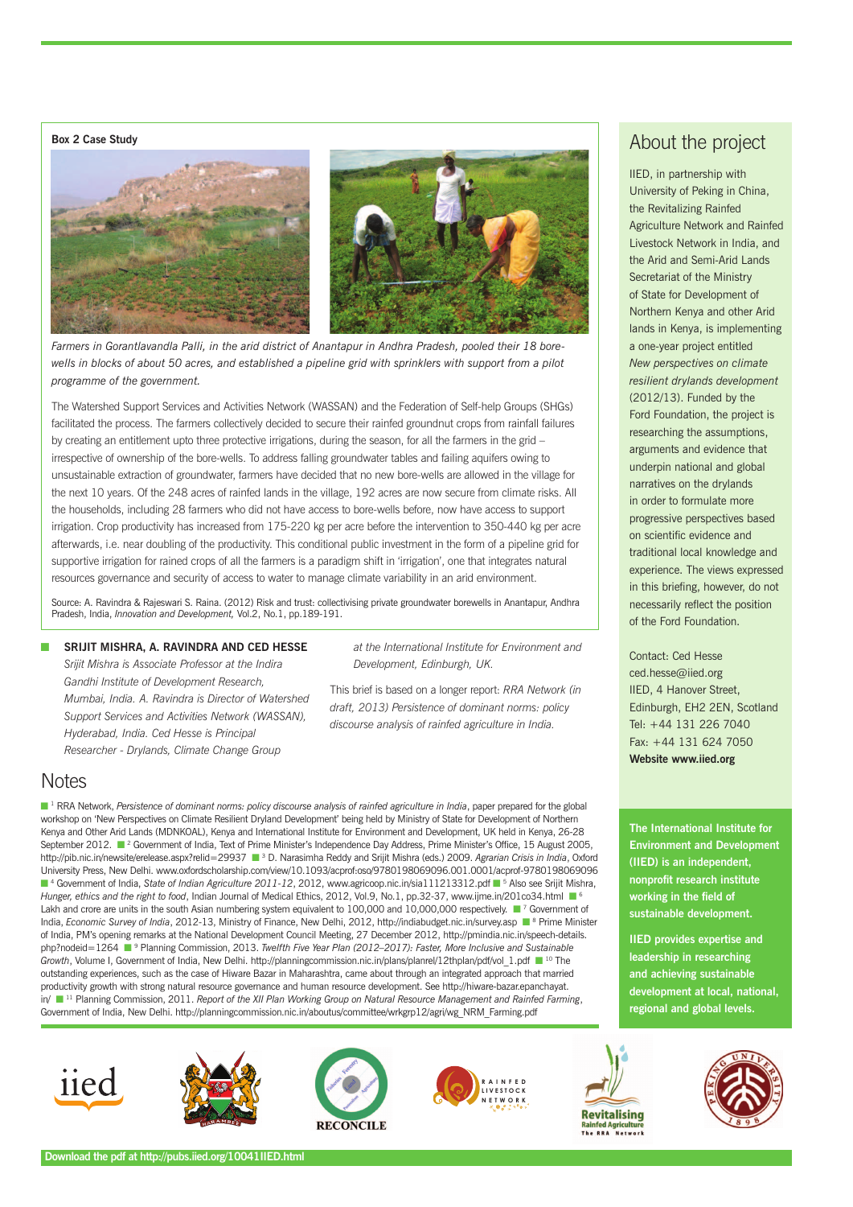**Box 2 Case Study**

*Farmers in Gorantlavandla Palli, in the arid district of Anantapur in Andhra Pradesh, pooled their 18 bore-wells in blocks of about 50 acres, and established a pipeline grid with sprinklers with support from a pilot programme of the government.*

The Watershed Support Services and Activities Network (WASSAN) and the Federation of Self-help Groups (SHGs) facilitated the process. The farmers collectively decided to secure their rainfed groundnut crops from rainfall failures by creating an entitlement upto three protective irrigations, during the season, for all the farmers in the grid – irrespective of ownership of the bore-wells. To address falling groundwater tables and failing aquifers owing to unsustainable extraction of groundwater, farmers have decided that no new bore-wells are allowed in the village for the next 10 years. Of the 248 acres of rainfed lands in the village, 192 acres are now secure from climate risks. All the households, including 28 farmers who did not have access to bore-wells before, now have access to support irrigation. Crop productivity has increased from 175-220 kg per acre before the intervention to 350-440 kg per acre afterwards, i.e. near doubling of the productivity. This conditional public investment in the form of a pipeline grid for supportive irrigation for rained crops of all the farmers is a paradigm shift in 'irrigation', one that integrates natural resources governance and security of access to water to manage climate variability in an arid environment.

Source: A. Ravindra & Rajeswari S. Raina. (2012) Risk and trust: collectivising private groundwater borewells in Anantapur, Andhra Pradesh, India, *Innovation and Development,* Vol.2, No.1, pp.189-191.

**SRIJIT MISHRA, A. RAVINDRA AND CED HESSE**
*Srijit Mishra is Associate Professor at the Indira Gandhi Institute of Development Research, Mumbai, India. A. Ravindra is Director of Watershed Support Services and Activities Network (WASSAN), Hyderabad, India. Ced Hesse is Principal Researcher - Drylands, Climate Change Group at the International Institute for Environment and Development, Edinburgh, UK.*

This brief is based on a longer report: *RRA Network (in draft, 2013) Persistence of dominant norms: policy discourse analysis of rainfed agriculture in India.*

## Notes

[1] RRA Network, *Persistence of dominant norms: policy discourse analysis of rainfed agriculture in India*, paper prepared for the global workshop on 'New Perspectives on Climate Resilient Dryland Development' being held by Ministry of State for Development of Northern Kenya and Other Arid Lands (MDNKOAL), Kenya and International Institute for Environment and Development, UK held in Kenya, 26-28 September 2012. [2] Government of India, Text of Prime Minister's Independence Day Address, Prime Minister's Office, 15 August 2005, http://pib.nic.in/newsite/erelease.aspx?relid=29937 [3] D. Narasimha Reddy and Srijit Mishra (eds.) 2009. *Agrarian Crisis in India*, Oxford University Press, New Delhi. www.oxfordscholarship.com/view/10.1093/acprof:oso/9780198069096.001.0001/acprof-9780198069096 [4] Government of India, *State of Indian Agriculture 2011-12*, 2012, www.agricoop.nic.in/sia111213312.pdf [5] Also see Srijit Mishra, *Hunger, ethics and the right to food*, Indian Journal of Medical Ethics, 2012, Vol.9, No.1, pp.32-37, www.ijme.in/201co34.html [6] Lakh and crore are units in the south Asian numbering system equivalent to 100,000 and 10,000,000 respectively. [7] Government of India, *Economic Survey of India*, 2012-13, Ministry of Finance, New Delhi, 2012, http://indiabudget.nic.in/survey.asp [8] Prime Minister of India, PM's opening remarks at the National Development Council Meeting, 27 December 2012, http://pmindia.nic.in/speech-details.php?nodeid=1264 [9] Planning Commission, 2013. *Twelfth Five Year Plan (2012–2017): Faster, More Inclusive and Sustainable Growth*, Volume I, Government of India, New Delhi. http://planningcommission.nic.in/plans/planrel/12thplan/pdf/vol_1.pdf [10] The outstanding experiences, such as the case of Hiware Bazar in Maharashtra, came about through an integrated approach that married productivity growth with strong natural resource governance and human resource development. See http://hiware-bazar.epanchayat.in/ [11] Planning Commission, 2011. *Report of the XII Plan Working Group on Natural Resource Management and Rainfed Farming*, Government of India, New Delhi. http://planningcommission.nic.in/aboutus/committee/wrkgrp12/agri/wg_NRM_Farming.pdf

## About the project

IIED, in partnership with University of Peking in China, the Revitalizing Rainfed Agriculture Network and Rainfed Livestock Network in India, and the Arid and Semi-Arid Lands Secretariat of the Ministry of State for Development of Northern Kenya and other Arid lands in Kenya, is implementing a one-year project entitled *New perspectives on climate resilient drylands development* (2012/13). Funded by the Ford Foundation, the project is researching the assumptions, arguments and evidence that underpin national and global narratives on the drylands in order to formulate more progressive perspectives based on scientific evidence and traditional local knowledge and experience. The views expressed in this briefing, however, do not necessarily reflect the position of the Ford Foundation.

Contact: Ced Hesse
ced.hesse@iied.org
IIED, 4 Hanover Street, Edinburgh, EH2 2EN, Scotland
Tel: +44 131 226 7040
Fax: +44 131 624 7050
**Website www.iied.org**

**The International Institute for Environment and Development (IIED) is an independent, nonprofit research institute working in the field of sustainable development.**

**IIED provides expertise and leadership in researching and achieving sustainable development at local, national, regional and global levels.**

**Download the pdf at http://pubs.iied.org/10041IIED.html**